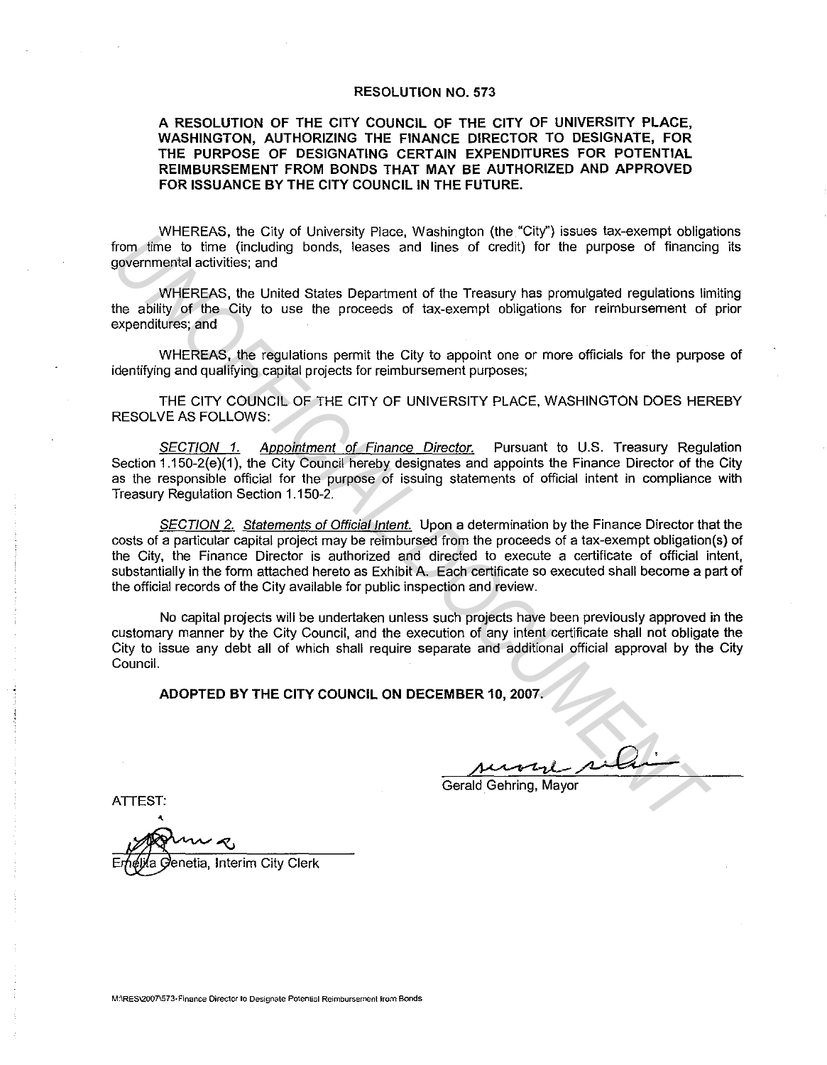# RESOLUTION NO. 573

**A RESOLUTION OF THE CITY COUNCIL OF THE CITY OF UNIVERSITY PLACE, WASHINGTON, AUTHORIZING THE FINANCE DIRECTOR TO DESIGNATE, FOR THE PURPOSE OF DESIGNATING CERTAIN EXPENDITURES FOR POTENTIAL REIMBURSEMENT FROM BONDS THAT MAY BE AUTHORIZED AND APPROVED FOR ISSUANCE BY THE CITY COUNCIL IN THE FUTURE.**

WHEREAS, the City of University Place, Washington (the "City") issues tax-exempt obligations from time to time (including bonds, leases and lines of credit) for the purpose of financing its governmental activities; and

WHEREAS, the United States Department of the Treasury has promulgated regulations limiting the ability of the City to use the proceeds of tax-exempt obligations for reimbursement of prior expenditures; and

WHEREAS, the regulations permit the City to appoint one or more officials for the purpose of identifying and qualifying capital projects for reimbursement purposes;

THE CITY COUNCIL OF THE CITY OF UNIVERSITY PLACE, WASHINGTON DOES HEREBY RESOLVE AS FOLLOWS:

*SECTION 1. Appointment of Finance Director.* Pursuant to U.S. Treasury Regulation Section 1.150-2(e)(1), the City Council hereby designates and appoints the Finance Director of the City as the responsible official for the purpose of issuing statements of official intent in compliance with Treasury Regulation Section 1.150-2.

*SECTION 2. Statements of Official Intent.* Upon a determination by the Finance Director that the costs of a particular capital project may be reimbursed from the proceeds of a tax-exempt obligation(s) of the City, the Finance Director is authorized and directed to execute a certificate of official intent, substantially in the form attached hereto as Exhibit A. Each certificate so executed shall become a part of the official records of the City available for public inspection and review.

No capital projects will be undertaken unless such projects have been previously approved in the customary manner by the City Council, and the execution of any intent certificate shall not obligate the City to issue any debt all of which shall require separate and additional official approval by the City Council.

**ADOPTED BY THE CITY COUNCIL ON DECEMBER 10, 2007.**

Gerald Gehring, Mayor

ATTEST:

Emelita Genetia, Interim City Clerk

M:\RES\2007\573-Finance Director to Designate Potential Reimbursement from Bonds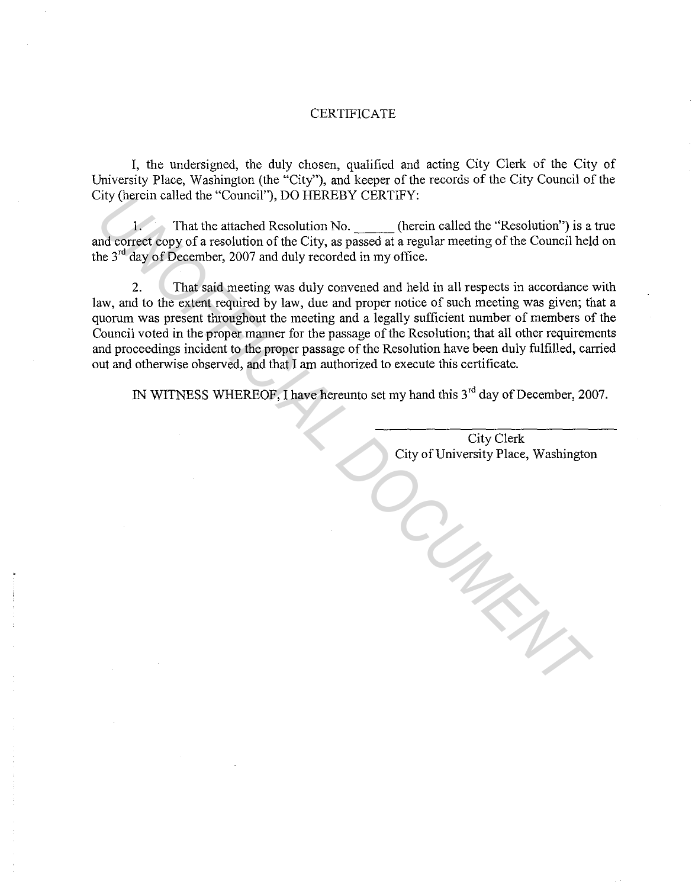# CERTIFICATE

I, the undersigned, the duly chosen, qualified and acting City Clerk of the City of University Place, Washington (the "City"), and keeper of the records of the City Council of the City (herein called the "Council"), DO HEREBY CERTIFY:

1. That the attached Resolution No. _____ (herein called the "Resolution") is a true and correct copy of a resolution of the City, as passed at a regular meeting of the Council held on the 3rd day of December, 2007 and duly recorded in my office.

2. That said meeting was duly convened and held in all respects in accordance with law, and to the extent required by law, due and proper notice of such meeting was given; that a quorum was present throughout the meeting and a legally sufficient number of members of the Council voted in the proper manner for the passage of the Resolution; that all other requirements and proceedings incident to the proper passage of the Resolution have been duly fulfilled, carried out and otherwise observed, and that I am authorized to execute this certificate.

IN WITNESS WHEREOF, I have hereunto set my hand this 3rd day of December, 2007.

______________________________
City Clerk
City of University Place, Washington

UNOFFICIAL DOCUMENT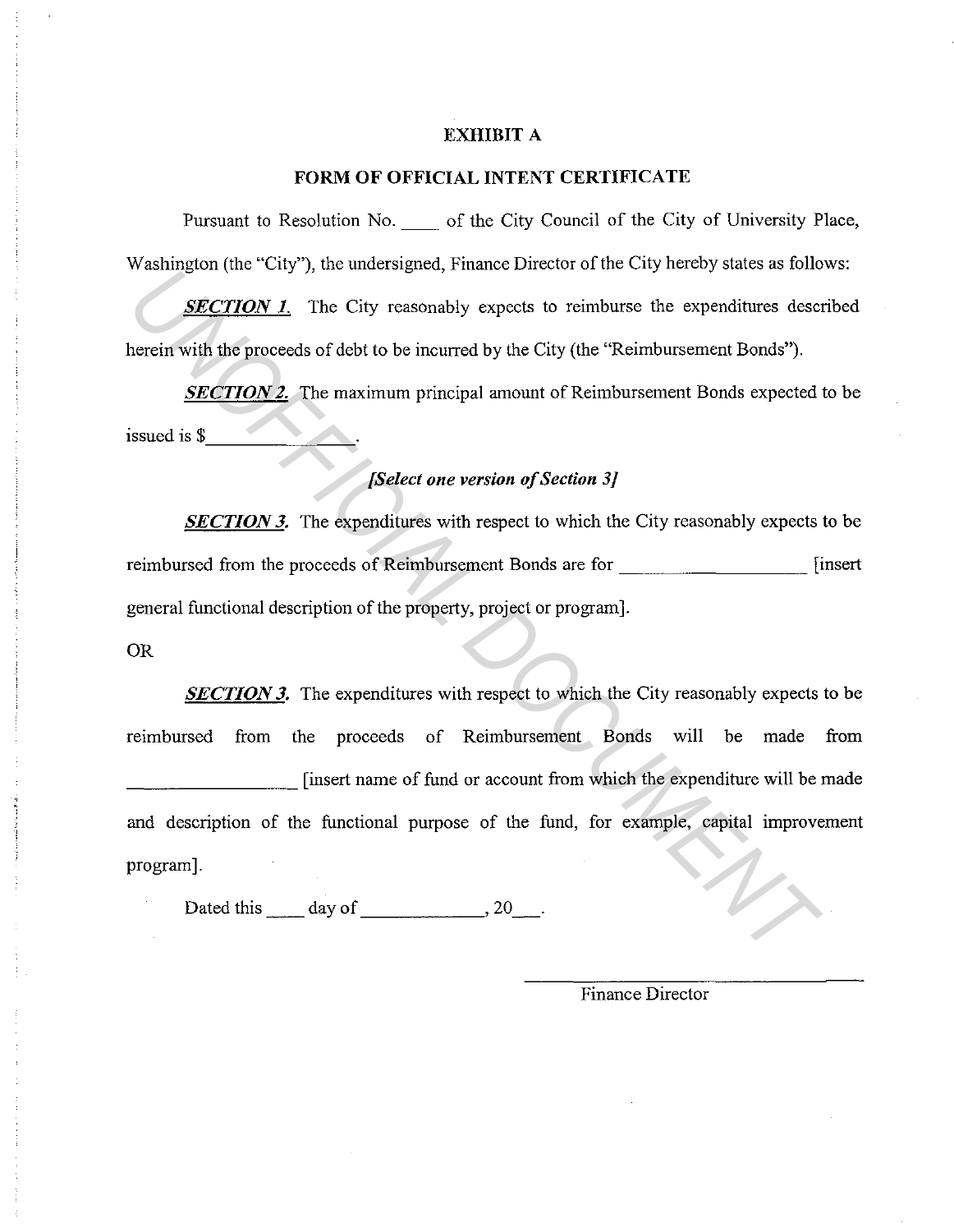# EXHIBIT A

## FORM OF OFFICIAL INTENT CERTIFICATE

Pursuant to Resolution No. ____ of the City Council of the City of University Place, Washington (the "City"), the undersigned, Finance Director of the City hereby states as follows:

***SECTION 1.*** The City reasonably expects to reimburse the expenditures described herein with the proceeds of debt to be incurred by the City (the "Reimbursement Bonds").

***SECTION 2.*** The maximum principal amount of Reimbursement Bonds expected to be issued is $_______________.

***[Select one version of Section 3]***

***SECTION 3.*** The expenditures with respect to which the City reasonably expects to be reimbursed from the proceeds of Reimbursement Bonds are for __________________ [insert general functional description of the property, project or program].

OR

***SECTION 3.*** The expenditures with respect to which the City reasonably expects to be reimbursed from the proceeds of Reimbursement Bonds will be made from _________________ [insert name of fund or account from which the expenditure will be made and description of the functional purpose of the fund, for example, capital improvement program].

Dated this ____ day of ____________, 20___.

_______________________________
Finance Director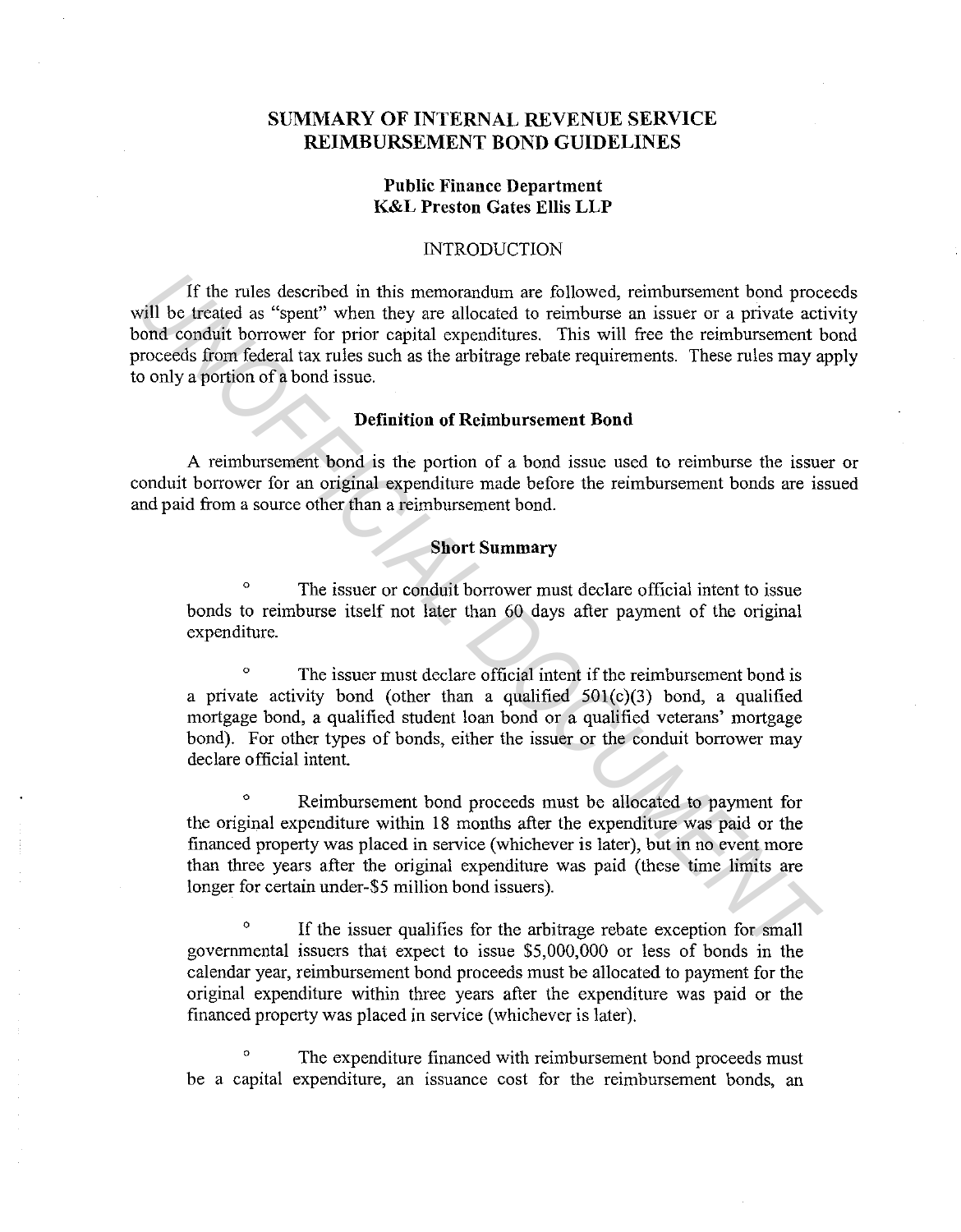# SUMMARY OF INTERNAL REVENUE SERVICE REIMBURSEMENT BOND GUIDELINES

**Public Finance Department**
**K&L Preston Gates Ellis LLP**

## INTRODUCTION

If the rules described in this memorandum are followed, reimbursement bond proceeds will be treated as "spent" when they are allocated to reimburse an issuer or a private activity bond conduit borrower for prior capital expenditures. This will free the reimbursement bond proceeds from federal tax rules such as the arbitrage rebate requirements. These rules may apply to only a portion of a bond issue.

### Definition of Reimbursement Bond

A reimbursement bond is the portion of a bond issue used to reimburse the issuer or conduit borrower for an original expenditure made before the reimbursement bonds are issued and paid from a source other than a reimbursement bond.

### Short Summary

- The issuer or conduit borrower must declare official intent to issue bonds to reimburse itself not later than 60 days after payment of the original expenditure.

- The issuer must declare official intent if the reimbursement bond is a private activity bond (other than a qualified 501(c)(3) bond, a qualified mortgage bond, a qualified student loan bond or a qualified veterans' mortgage bond). For other types of bonds, either the issuer or the conduit borrower may declare official intent.

- Reimbursement bond proceeds must be allocated to payment for the original expenditure within 18 months after the expenditure was paid or the financed property was placed in service (whichever is later), but in no event more than three years after the original expenditure was paid (these time limits are longer for certain under-$5 million bond issuers).

- If the issuer qualifies for the arbitrage rebate exception for small governmental issuers that expect to issue $5,000,000 or less of bonds in the calendar year, reimbursement bond proceeds must be allocated to payment for the original expenditure within three years after the expenditure was paid or the financed property was placed in service (whichever is later).

- The expenditure financed with reimbursement bond proceeds must be a capital expenditure, an issuance cost for the reimbursement bonds, an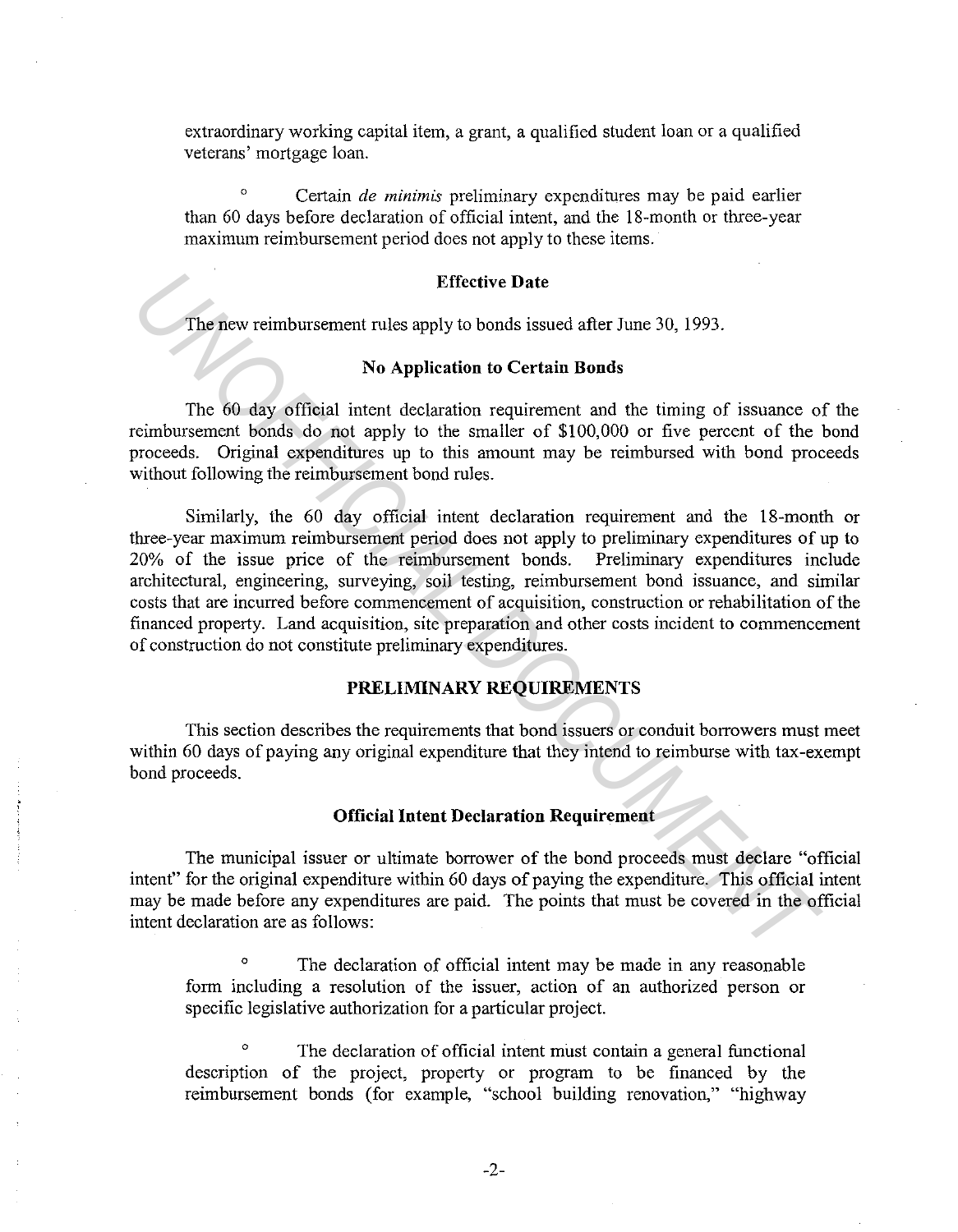extraordinary working capital item, a grant, a qualified student loan or a qualified veterans' mortgage loan.

- Certain *de minimis* preliminary expenditures may be paid earlier than 60 days before declaration of official intent, and the 18-month or three-year maximum reimbursement period does not apply to these items.

**Effective Date**

The new reimbursement rules apply to bonds issued after June 30, 1993.

**No Application to Certain Bonds**

The 60 day official intent declaration requirement and the timing of issuance of the reimbursement bonds do not apply to the smaller of $100,000 or five percent of the bond proceeds. Original expenditures up to this amount may be reimbursed with bond proceeds without following the reimbursement bond rules.

Similarly, the 60 day official intent declaration requirement and the 18-month or three-year maximum reimbursement period does not apply to preliminary expenditures of up to 20% of the issue price of the reimbursement bonds. Preliminary expenditures include architectural, engineering, surveying, soil testing, reimbursement bond issuance, and similar costs that are incurred before commencement of acquisition, construction or rehabilitation of the financed property. Land acquisition, site preparation and other costs incident to commencement of construction do not constitute preliminary expenditures.

## PRELIMINARY REQUIREMENTS

This section describes the requirements that bond issuers or conduit borrowers must meet within 60 days of paying any original expenditure that they intend to reimburse with tax-exempt bond proceeds.

**Official Intent Declaration Requirement**

The municipal issuer or ultimate borrower of the bond proceeds must declare "official intent" for the original expenditure within 60 days of paying the expenditure. This official intent may be made before any expenditures are paid. The points that must be covered in the official intent declaration are as follows:

- The declaration of official intent may be made in any reasonable form including a resolution of the issuer, action of an authorized person or specific legislative authorization for a particular project.

- The declaration of official intent must contain a general functional description of the project, property or program to be financed by the reimbursement bonds (for example, "school building renovation," "highway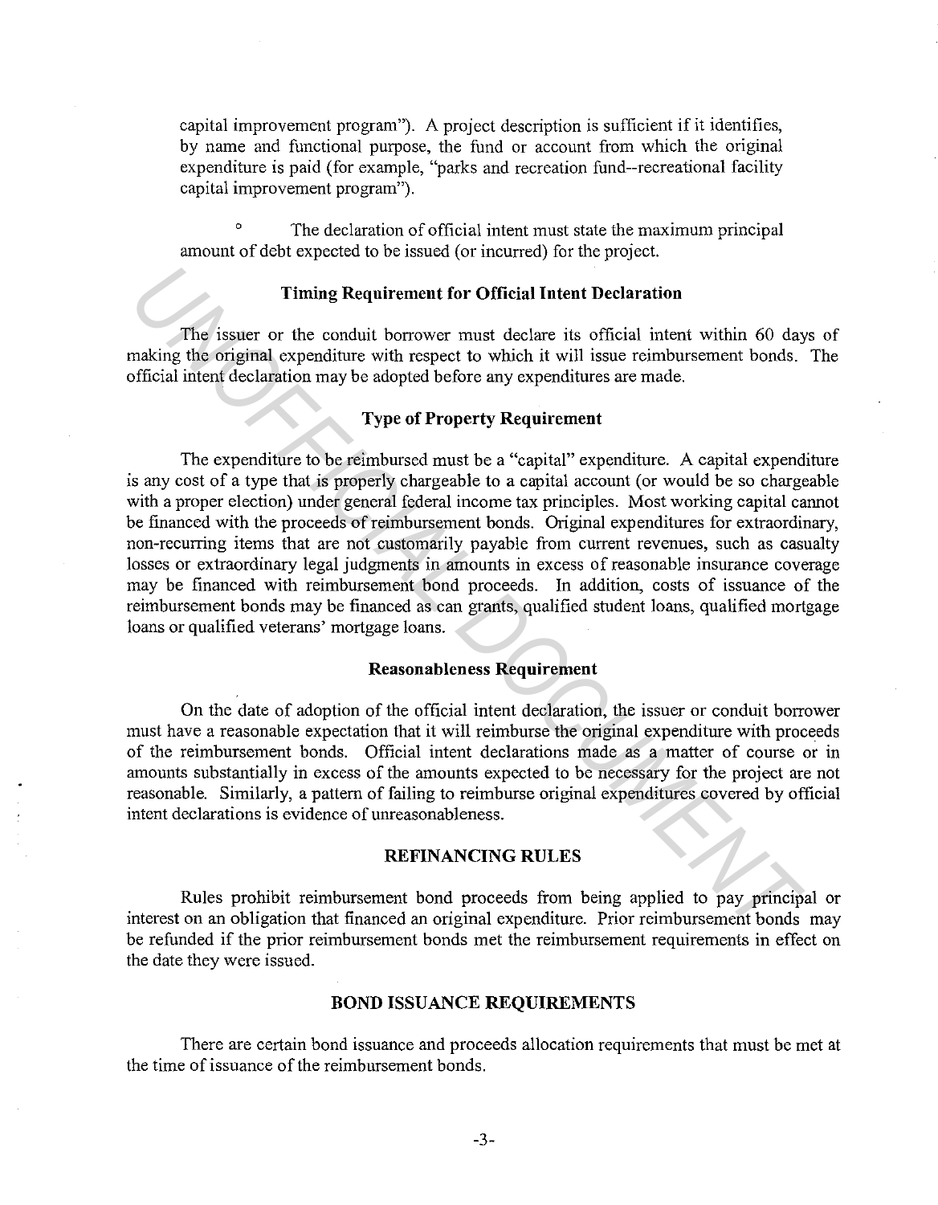capital improvement program"). A project description is sufficient if it identifies, by name and functional purpose, the fund or account from which the original expenditure is paid (for example, "parks and recreation fund--recreational facility capital improvement program").

- The declaration of official intent must state the maximum principal amount of debt expected to be issued (or incurred) for the project.

### Timing Requirement for Official Intent Declaration

The issuer or the conduit borrower must declare its official intent within 60 days of making the original expenditure with respect to which it will issue reimbursement bonds. The official intent declaration may be adopted before any expenditures are made.

### Type of Property Requirement

The expenditure to be reimbursed must be a "capital" expenditure. A capital expenditure is any cost of a type that is properly chargeable to a capital account (or would be so chargeable with a proper election) under general federal income tax principles. Most working capital cannot be financed with the proceeds of reimbursement bonds. Original expenditures for extraordinary, non-recurring items that are not customarily payable from current revenues, such as casualty losses or extraordinary legal judgments in amounts in excess of reasonable insurance coverage may be financed with reimbursement bond proceeds. In addition, costs of issuance of the reimbursement bonds may be financed as can grants, qualified student loans, qualified mortgage loans or qualified veterans' mortgage loans.

### Reasonableness Requirement

On the date of adoption of the official intent declaration, the issuer or conduit borrower must have a reasonable expectation that it will reimburse the original expenditure with proceeds of the reimbursement bonds. Official intent declarations made as a matter of course or in amounts substantially in excess of the amounts expected to be necessary for the project are not reasonable. Similarly, a pattern of failing to reimburse original expenditures covered by official intent declarations is evidence of unreasonableness.

## REFINANCING RULES

Rules prohibit reimbursement bond proceeds from being applied to pay principal or interest on an obligation that financed an original expenditure. Prior reimbursement bonds may be refunded if the prior reimbursement bonds met the reimbursement requirements in effect on the date they were issued.

## BOND ISSUANCE REQUIREMENTS

There are certain bond issuance and proceeds allocation requirements that must be met at the time of issuance of the reimbursement bonds.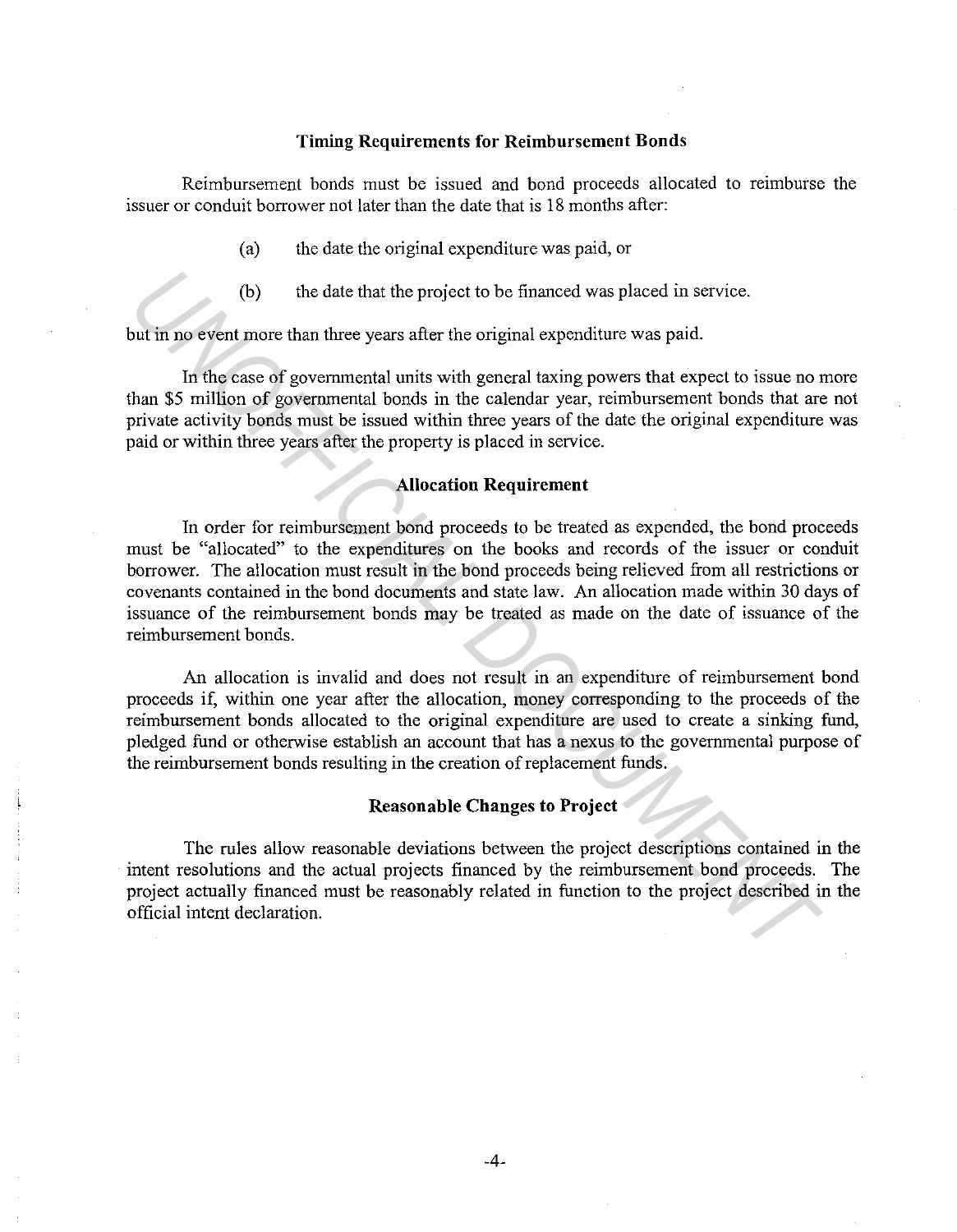### Timing Requirements for Reimbursement Bonds

Reimbursement bonds must be issued and bond proceeds allocated to reimburse the issuer or conduit borrower not later than the date that is 18 months after:

(a) the date the original expenditure was paid, or

(b) the date that the project to be financed was placed in service.

but in no event more than three years after the original expenditure was paid.

In the case of governmental units with general taxing powers that expect to issue no more than $5 million of governmental bonds in the calendar year, reimbursement bonds that are not private activity bonds must be issued within three years of the date the original expenditure was paid or within three years after the property is placed in service.

### Allocation Requirement

In order for reimbursement bond proceeds to be treated as expended, the bond proceeds must be "allocated" to the expenditures on the books and records of the issuer or conduit borrower. The allocation must result in the bond proceeds being relieved from all restrictions or covenants contained in the bond documents and state law. An allocation made within 30 days of issuance of the reimbursement bonds may be treated as made on the date of issuance of the reimbursement bonds.

An allocation is invalid and does not result in an expenditure of reimbursement bond proceeds if, within one year after the allocation, money corresponding to the proceeds of the reimbursement bonds allocated to the original expenditure are used to create a sinking fund, pledged fund or otherwise establish an account that has a nexus to the governmental purpose of the reimbursement bonds resulting in the creation of replacement funds.

### Reasonable Changes to Project

The rules allow reasonable deviations between the project descriptions contained in the intent resolutions and the actual projects financed by the reimbursement bond proceeds. The project actually financed must be reasonably related in function to the project described in the official intent declaration.